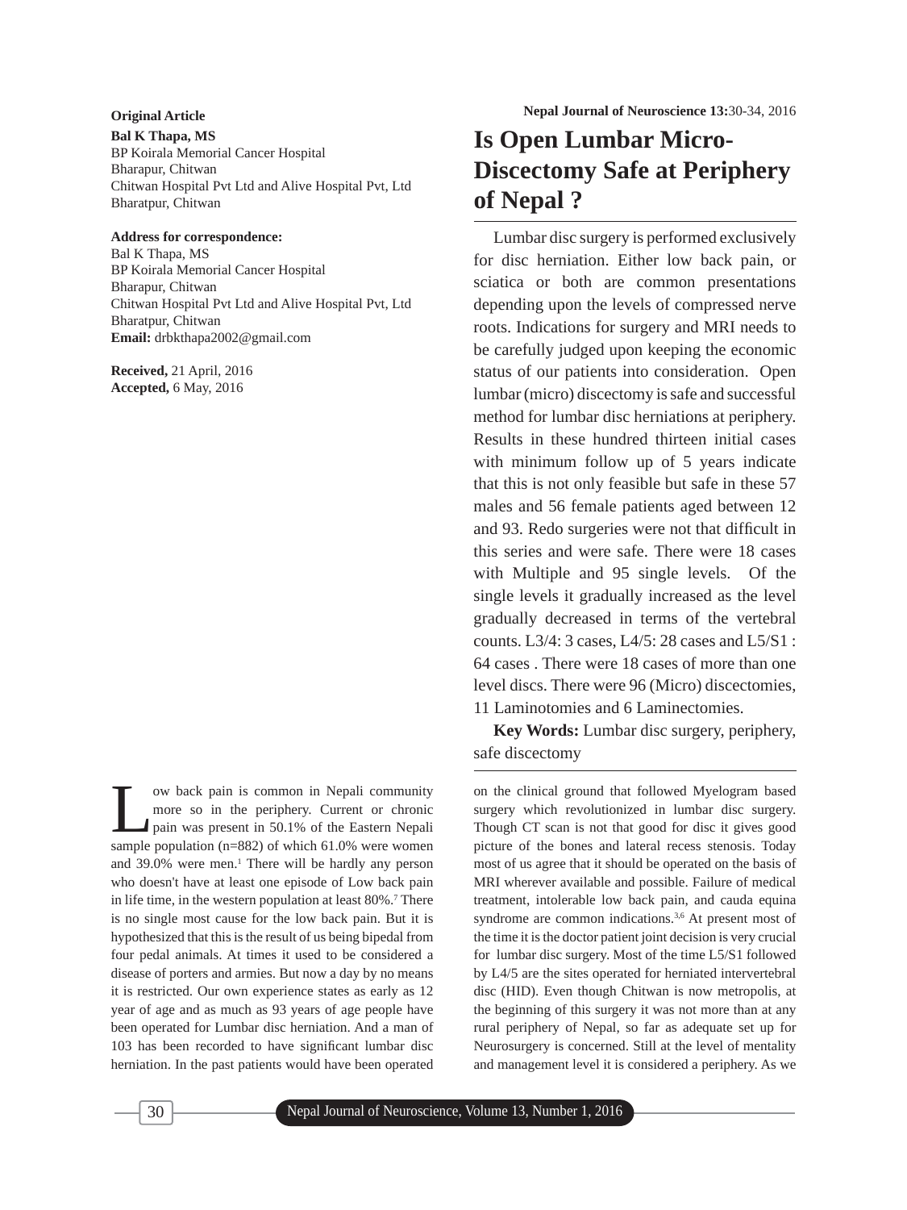**Original Article**

**Bal K Thapa, MS**
BP Koirala Memorial Cancer Hospital
Bharapur, Chitwan
Chitwan Hospital Pvt Ltd and Alive Hospital Pvt, Ltd
Bharatpur, Chitwan

**Address for correspondence:**
Bal K Thapa, MS
BP Koirala Memorial Cancer Hospital
Bharapur, Chitwan
Chitwan Hospital Pvt Ltd and Alive Hospital Pvt, Ltd
Bharatpur, Chitwan
**Email:** drbkthapa2002@gmail.com

**Received,** 21 April, 2016
**Accepted,** 6 May, 2016

# Is Open Lumbar Micro-Discectomy Safe at Periphery of Nepal ?

Lumbar disc surgery is performed exclusively for disc herniation. Either low back pain, or sciatica or both are common presentations depending upon the levels of compressed nerve roots. Indications for surgery and MRI needs to be carefully judged upon keeping the economic status of our patients into consideration. Open lumbar (micro) discectomy is safe and successful method for lumbar disc herniations at periphery. Results in these hundred thirteen initial cases with minimum follow up of 5 years indicate that this is not only feasible but safe in these 57 males and 56 female patients aged between 12 and 93. Redo surgeries were not that difficult in this series and were safe. There were 18 cases with Multiple and 95 single levels. Of the single levels it gradually increased as the level gradually decreased in terms of the vertebral counts. L3/4: 3 cases, L4/5: 28 cases and L5/S1 : 64 cases . There were 18 cases of more than one level discs. There were 96 (Micro) discectomies, 11 Laminotomies and 6 Laminectomies.

**Key Words:** Lumbar disc surgery, periphery, safe discectomy

Low back pain is common in Nepali community more so in the periphery. Current or chronic pain was present in 50.1% of the Eastern Nepali sample population (n=882) of which 61.0% were women and 39.0% were men.[1] There will be hardly any person who doesn't have at least one episode of Low back pain in life time, in the western population at least 80%.[7] There is no single most cause for the low back pain. But it is hypothesized that this is the result of us being bipedal from four pedal animals. At times it used to be considered a disease of porters and armies. But now a day by no means it is restricted. Our own experience states as early as 12 year of age and as much as 93 years of age people have been operated for Lumbar disc herniation. And a man of 103 has been recorded to have significant lumbar disc herniation. In the past patients would have been operated on the clinical ground that followed Myelogram based surgery which revolutionized in lumbar disc surgery. Though CT scan is not that good for disc it gives good picture of the bones and lateral recess stenosis. Today most of us agree that it should be operated on the basis of MRI wherever available and possible. Failure of medical treatment, intolerable low back pain, and cauda equina syndrome are common indications.[3,6] At present most of the time it is the doctor patient joint decision is very crucial for lumbar disc surgery. Most of the time L5/S1 followed by L4/5 are the sites operated for herniated intervertebral disc (HID). Even though Chitwan is now metropolis, at the beginning of this surgery it was not more than at any rural periphery of Nepal, so far as adequate set up for Neurosurgery is concerned. Still at the level of mentality and management level it is considered a periphery. As we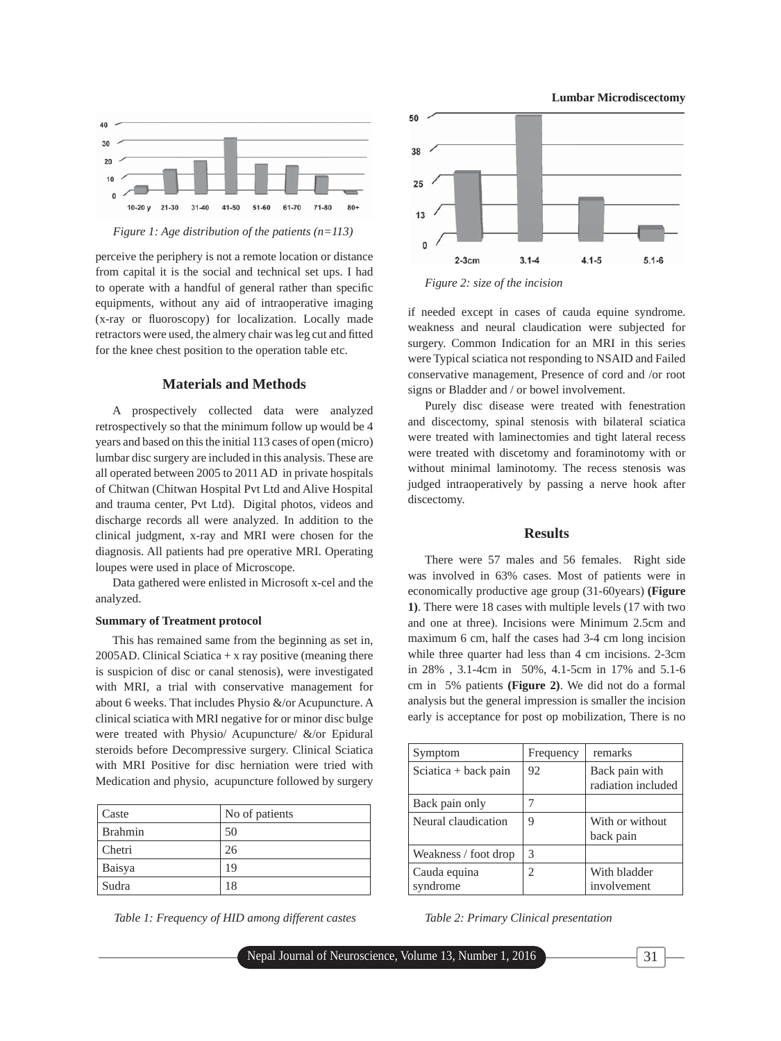Figure 1: Age distribution of the patients (n=113)

perceive the periphery is not a remote location or distance from capital it is the social and technical set ups. I had to operate with a handful of general rather than specific equipments, without any aid of intraoperative imaging (x-ray or fluoroscopy) for localization. Locally made retractors were used, the almery chair was leg cut and fitted for the knee chest position to the operation table etc.

## Materials and Methods

A prospectively collected data were analyzed retrospectively so that the minimum follow up would be 4 years and based on this the initial 113 cases of open (micro) lumbar disc surgery are included in this analysis. These are all operated between 2005 to 2011 AD in private hospitals of Chitwan (Chitwan Hospital Pvt Ltd and Alive Hospital and trauma center, Pvt Ltd). Digital photos, videos and discharge records all were analyzed. In addition to the clinical judgment, x-ray and MRI were chosen for the diagnosis. All patients had pre operative MRI. Operating loupes were used in place of Microscope.

Data gathered were enlisted in Microsoft x-cel and the analyzed.

**Summary of Treatment protocol**

This has remained same from the beginning as set in, 2005AD. Clinical Sciatica + x ray positive (meaning there is suspicion of disc or canal stenosis), were investigated with MRI, a trial with conservative management for about 6 weeks. That includes Physio &/or Acupuncture. A clinical sciatica with MRI negative for or minor disc bulge were treated with Physio/ Acupuncture/ &/or Epidural steroids before Decompressive surgery. Clinical Sciatica with MRI Positive for disc herniation were tried with Medication and physio, acupuncture followed by surgery

| Caste | No of patients |
|---|---|
| Brahmin | 50 |
| Chetri | 26 |
| Baisya | 19 |
| Sudra | 18 |

Table 1: Frequency of HID among different castes

Figure 2: size of the incision

if needed except in cases of cauda equine syndrome. weakness and neural claudication were subjected for surgery. Common Indication for an MRI in this series were Typical sciatica not responding to NSAID and Failed conservative management, Presence of cord and /or root signs or Bladder and / or bowel involvement.

Purely disc disease were treated with fenestration and discectomy, spinal stenosis with bilateral sciatica were treated with laminectomies and tight lateral recess were treated with discetomy and foraminotomy with or without minimal laminotomy. The recess stenosis was judged intraoperatively by passing a nerve hook after discectomy.

## Results

There were 57 males and 56 females. Right side was involved in 63% cases. Most of patients were in economically productive age group (31-60years) **(Figure 1)**. There were 18 cases with multiple levels (17 with two and one at three). Incisions were Minimum 2.5cm and maximum 6 cm, half the cases had 3-4 cm long incision while three quarter had less than 4 cm incisions. 2-3cm in 28% , 3.1-4cm in 50%, 4.1-5cm in 17% and 5.1-6 cm in 5% patients **(Figure 2)**. We did not do a formal analysis but the general impression is smaller the incision early is acceptance for post op mobilization, There is no

| Symptom | Frequency | remarks |
|---|---|---|
| Sciatica + back pain | 92 | Back pain with radiation included |
| Back pain only | 7 | |
| Neural claudication | 9 | With or without back pain |
| Weakness / foot drop | 3 | |
| Cauda equina syndrome | 2 | With bladder involvement |

Table 2: Primary Clinical presentation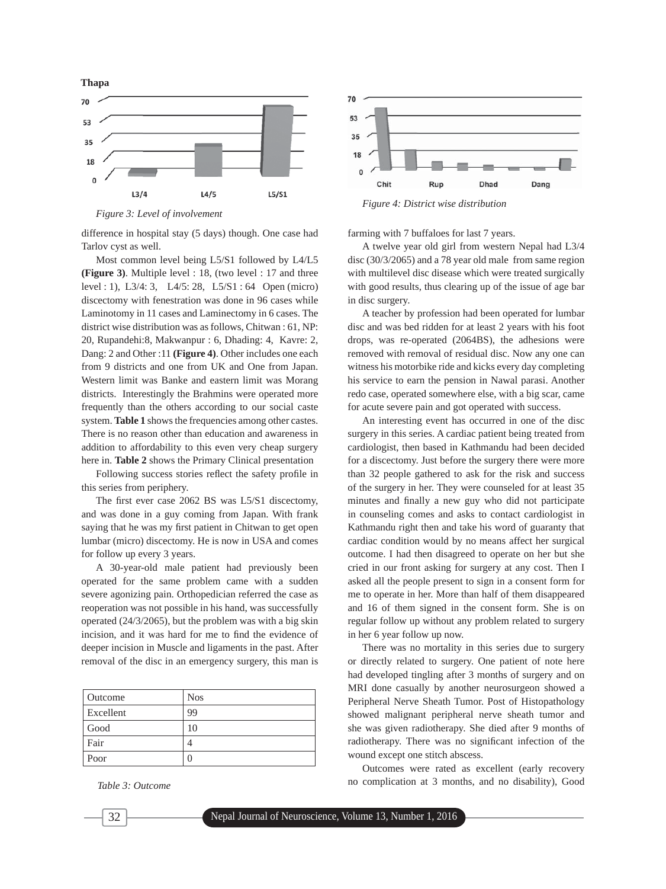Figure 3: Level of involvement

Figure 4: District wise distribution

difference in hospital stay (5 days) though. One case had Tarlov cyst as well.

Most common level being L5/S1 followed by L4/L5 **(Figure 3)**. Multiple level : 18, (two level : 17 and three level : 1), L3/4: 3, L4/5: 28, L5/S1 : 64 Open (micro) discectomy with fenestration was done in 96 cases while Laminotomy in 11 cases and Laminectomy in 6 cases. The district wise distribution was as follows, Chitwan : 61, NP: 20, Rupandehi:8, Makwanpur : 6, Dhading: 4, Kavre: 2, Dang: 2 and Other :11 **(Figure 4)**. Other includes one each from 9 districts and one from UK and One from Japan. Western limit was Banke and eastern limit was Morang districts. Interestingly the Brahmins were operated more frequently than the others according to our social caste system. **Table 1** shows the frequencies among other castes. There is no reason other than education and awareness in addition to affordability to this even very cheap surgery here in. **Table 2** shows the Primary Clinical presentation

Following success stories reflect the safety profile in this series from periphery.

The first ever case 2062 BS was L5/S1 discectomy, and was done in a guy coming from Japan. With frank saying that he was my first patient in Chitwan to get open lumbar (micro) discectomy. He is now in USA and comes for follow up every 3 years.

A 30-year-old male patient had previously been operated for the same problem came with a sudden severe agonizing pain. Orthopedician referred the case as reoperation was not possible in his hand, was successfully operated (24/3/2065), but the problem was with a big skin incision, and it was hard for me to find the evidence of deeper incision in Muscle and ligaments in the past. After removal of the disc in an emergency surgery, this man is farming with 7 buffaloes for last 7 years.

| Outcome | Nos |
|---|---|
| Excellent | 99 |
| Good | 10 |
| Fair | 4 |
| Poor | 0 |

Table 3: Outcome

A twelve year old girl from western Nepal had L3/4 disc (30/3/2065) and a 78 year old male from same region with multilevel disc disease which were treated surgically with good results, thus clearing up of the issue of age bar in disc surgery.

A teacher by profession had been operated for lumbar disc and was bed ridden for at least 2 years with his foot drops, was re-operated (2064BS), the adhesions were removed with removal of residual disc. Now any one can witness his motorbike ride and kicks every day completing his service to earn the pension in Nawal parasi. Another redo case, operated somewhere else, with a big scar, came for acute severe pain and got operated with success.

An interesting event has occurred in one of the disc surgery in this series. A cardiac patient being treated from cardiologist, then based in Kathmandu had been decided for a discectomy. Just before the surgery there were more than 32 people gathered to ask for the risk and success of the surgery in her. They were counseled for at least 35 minutes and finally a new guy who did not participate in counseling comes and asks to contact cardiologist in Kathmandu right then and take his word of guaranty that cardiac condition would by no means affect her surgical outcome. I had then disagreed to operate on her but she cried in our front asking for surgery at any cost. Then I asked all the people present to sign in a consent form for me to operate in her. More than half of them disappeared and 16 of them signed in the consent form. She is on regular follow up without any problem related to surgery in her 6 year follow up now.

There was no mortality in this series due to surgery or directly related to surgery. One patient of note here had developed tingling after 3 months of surgery and on MRI done casually by another neurosurgeon showed a Peripheral Nerve Sheath Tumor. Post of Histopathology showed malignant peripheral nerve sheath tumor and she was given radiotherapy. She died after 9 months of radiotherapy. There was no significant infection of the wound except one stitch abscess.

Outcomes were rated as excellent (early recovery no complication at 3 months, and no disability), Good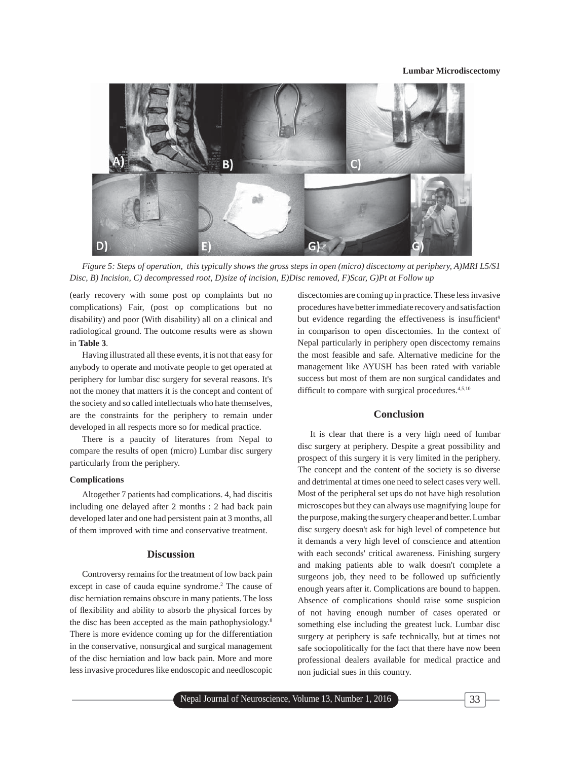*Figure 5: Steps of operation, this typically shows the gross steps in open (micro) discectomy at periphery, A)MRI L5/S1 Disc, B) Incision, C) decompressed root, D)size of incision, E)Disc removed, F)Scar, G)Pt at Follow up*

(early recovery with some post op complaints but no complications) Fair, (post op complications but no disability) and poor (With disability) all on a clinical and radiological ground. The outcome results were as shown in **Table 3**.

Having illustrated all these events, it is not that easy for anybody to operate and motivate people to get operated at periphery for lumbar disc surgery for several reasons. It's not the money that matters it is the concept and content of the society and so called intellectuals who hate themselves, are the constraints for the periphery to remain under developed in all respects more so for medical practice.

There is a paucity of literatures from Nepal to compare the results of open (micro) Lumbar disc surgery particularly from the periphery.

#### Complications

Altogether 7 patients had complications. 4, had discitis including one delayed after 2 months : 2 had back pain developed later and one had persistent pain at 3 months, all of them improved with time and conservative treatment.

## Discussion

Controversy remains for the treatment of low back pain except in case of cauda equine syndrome.[2] The cause of disc herniation remains obscure in many patients. The loss of flexibility and ability to absorb the physical forces by the disc has been accepted as the main pathophysiology.[8] There is more evidence coming up for the differentiation in the conservative, nonsurgical and surgical management of the disc herniation and low back pain. More and more less invasive procedures like endoscopic and needloscopic discectomies are coming up in practice. These less invasive procedures have better immediate recovery and satisfaction but evidence regarding the effectiveness is insufficient[9] in comparison to open discectomies. In the context of Nepal particularly in periphery open discectomy remains the most feasible and safe. Alternative medicine for the management like AYUSH has been rated with variable success but most of them are non surgical candidates and difficult to compare with surgical procedures.[4,5,10]

## Conclusion

It is clear that there is a very high need of lumbar disc surgery at periphery. Despite a great possibility and prospect of this surgery it is very limited in the periphery. The concept and the content of the society is so diverse and detrimental at times one need to select cases very well. Most of the peripheral set ups do not have high resolution microscopes but they can always use magnifying loupe for the purpose, making the surgery cheaper and better. Lumbar disc surgery doesn't ask for high level of competence but it demands a very high level of conscience and attention with each seconds' critical awareness. Finishing surgery and making patients able to walk doesn't complete a surgeons job, they need to be followed up sufficiently enough years after it. Complications are bound to happen. Absence of complications should raise some suspicion of not having enough number of cases operated or something else including the greatest luck. Lumbar disc surgery at periphery is safe technically, but at times not safe sociopolitically for the fact that there have now been professional dealers available for medical practice and non judicial sues in this country.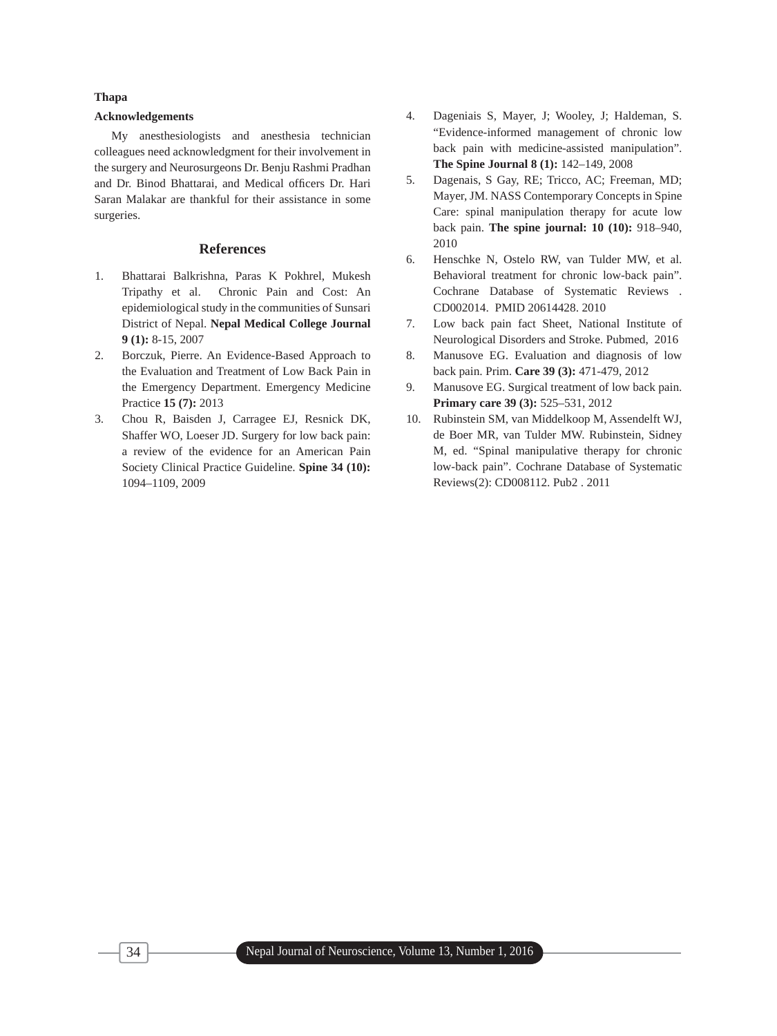### Acknowledgements

My anesthesiologists and anesthesia technician colleagues need acknowledgment for their involvement in the surgery and Neurosurgeons Dr. Benju Rashmi Pradhan and Dr. Binod Bhattarai, and Medical officers Dr. Hari Saran Malakar are thankful for their assistance in some surgeries.

## References

1. Bhattarai Balkrishna, Paras K Pokhrel, Mukesh Tripathy et al. Chronic Pain and Cost: An epidemiological study in the communities of Sunsari District of Nepal. **Nepal Medical College Journal 9 (1):** 8-15, 2007
2. Borczuk, Pierre. An Evidence-Based Approach to the Evaluation and Treatment of Low Back Pain in the Emergency Department. Emergency Medicine Practice **15 (7):** 2013
3. Chou R, Baisden J, Carragee EJ, Resnick DK, Shaffer WO, Loeser JD. Surgery for low back pain: a review of the evidence for an American Pain Society Clinical Practice Guideline. **Spine 34 (10):** 1094–1109, 2009
4. Dageniais S, Mayer, J; Wooley, J; Haldeman, S. "Evidence-informed management of chronic low back pain with medicine-assisted manipulation". **The Spine Journal 8 (1):** 142–149, 2008
5. Dagenais, S Gay, RE; Tricco, AC; Freeman, MD; Mayer, JM. NASS Contemporary Concepts in Spine Care: spinal manipulation therapy for acute low back pain. **The spine journal: 10 (10):** 918–940, 2010
6. Henschke N, Ostelo RW, van Tulder MW, et al. Behavioral treatment for chronic low-back pain". Cochrane Database of Systematic Reviews . CD002014. PMID 20614428. 2010
7. Low back pain fact Sheet, National Institute of Neurological Disorders and Stroke. Pubmed, 2016
8. Manusove EG. Evaluation and diagnosis of low back pain. Prim. **Care 39 (3):** 471-479, 2012
9. Manusove EG. Surgical treatment of low back pain. **Primary care 39 (3):** 525–531, 2012
10. Rubinstein SM, van Middelkoop M, Assendelft WJ, de Boer MR, van Tulder MW. Rubinstein, Sidney M, ed. "Spinal manipulative therapy for chronic low-back pain". Cochrane Database of Systematic Reviews(2): CD008112. Pub2 . 2011